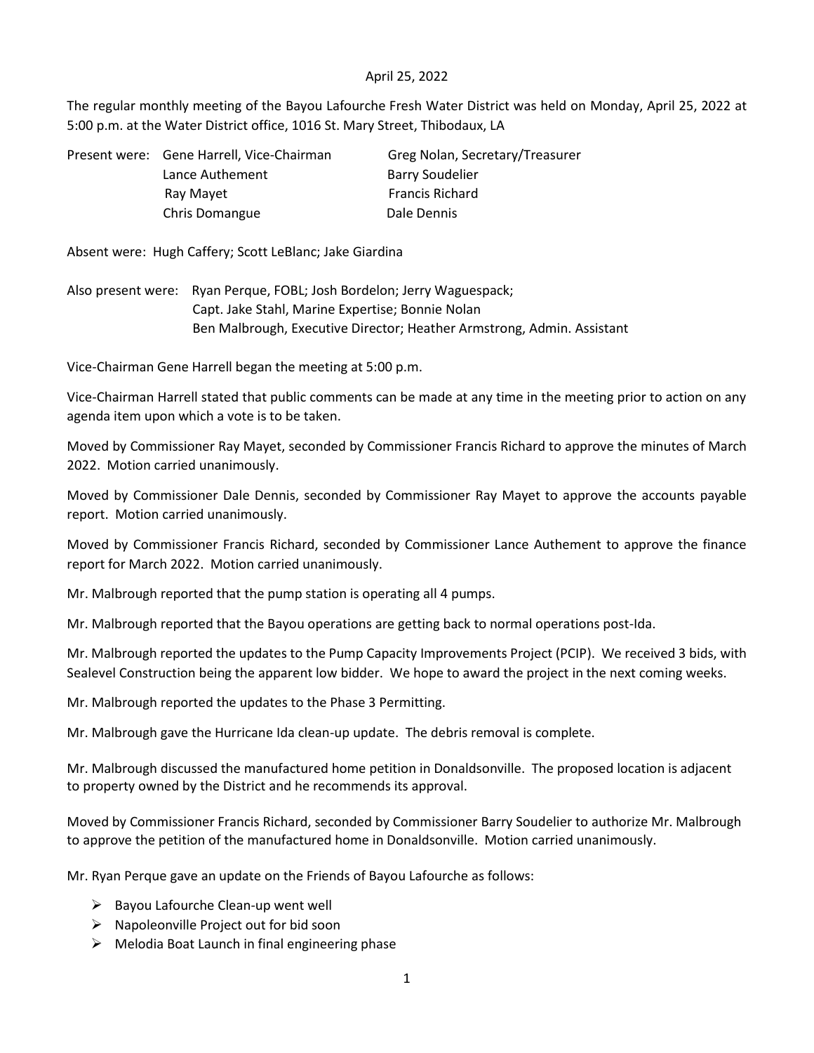April 25, 2022

The regular monthly meeting of the Bayou Lafourche Fresh Water District was held on Monday, April 25, 2022 at 5:00 p.m. at the Water District office, 1016 St. Mary Street, Thibodaux, LA

Present were: Gene Harrell, Vice-Chairman; Greg Nolan, Secretary/Treasurer; Lance Authement; Barry Soudelier; Ray Mayet; Francis Richard; Chris Domangue; Dale Dennis

Absent were: Hugh Caffery; Scott LeBlanc; Jake Giardina

Also present were: Ryan Perque, FOBL; Josh Bordelon; Jerry Waguespack; Capt. Jake Stahl, Marine Expertise; Bonnie Nolan; Ben Malbrough, Executive Director; Heather Armstrong, Admin. Assistant

Vice-Chairman Gene Harrell began the meeting at 5:00 p.m.

Vice-Chairman Harrell stated that public comments can be made at any time in the meeting prior to action on any agenda item upon which a vote is to be taken.

Moved by Commissioner Ray Mayet, seconded by Commissioner Francis Richard to approve the minutes of March 2022. Motion carried unanimously.

Moved by Commissioner Dale Dennis, seconded by Commissioner Ray Mayet to approve the accounts payable report. Motion carried unanimously.

Moved by Commissioner Francis Richard, seconded by Commissioner Lance Authement to approve the finance report for March 2022. Motion carried unanimously.

Mr. Malbrough reported that the pump station is operating all 4 pumps.

Mr. Malbrough reported that the Bayou operations are getting back to normal operations post-Ida.

Mr. Malbrough reported the updates to the Pump Capacity Improvements Project (PCIP). We received 3 bids, with Sealevel Construction being the apparent low bidder. We hope to award the project in the next coming weeks.

Mr. Malbrough reported the updates to the Phase 3 Permitting.

Mr. Malbrough gave the Hurricane Ida clean-up update. The debris removal is complete.

Mr. Malbrough discussed the manufactured home petition in Donaldsonville. The proposed location is adjacent to property owned by the District and he recommends its approval.

Moved by Commissioner Francis Richard, seconded by Commissioner Barry Soudelier to authorize Mr. Malbrough to approve the petition of the manufactured home in Donaldsonville. Motion carried unanimously.

Mr. Ryan Perque gave an update on the Friends of Bayou Lafourche as follows:

- Bayou Lafourche Clean-up went well
- Napoleonville Project out for bid soon
- Melodia Boat Launch in final engineering phase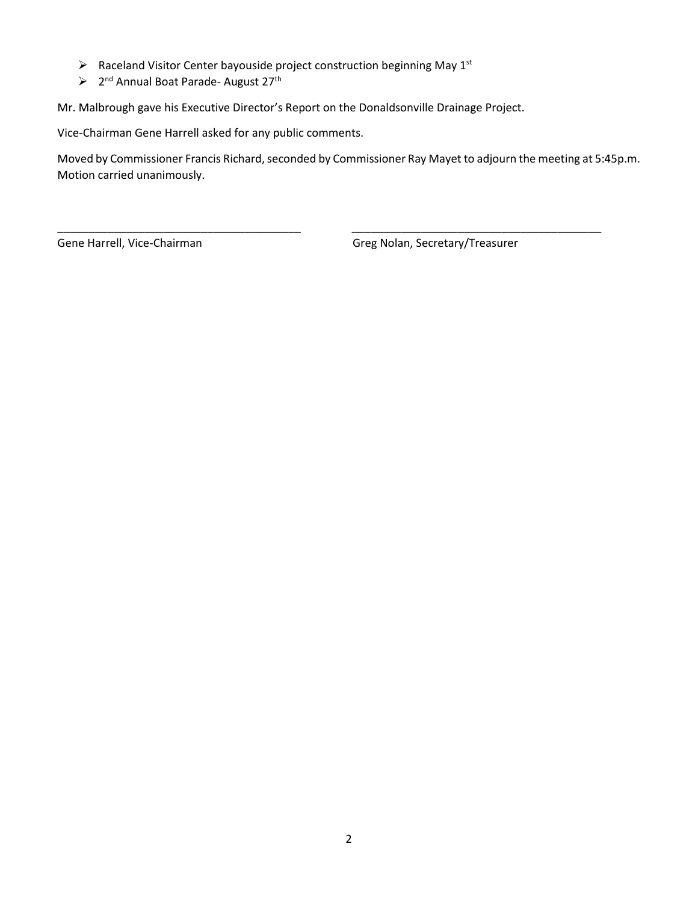- Raceland Visitor Center bayouside project construction beginning May 1st
- 2nd Annual Boat Parade- August 27th

Mr. Malbrough gave his Executive Director's Report on the Donaldsonville Drainage Project.

Vice-Chairman Gene Harrell asked for any public comments.

Moved by Commissioner Francis Richard, seconded by Commissioner Ray Mayet to adjourn the meeting at 5:45p.m. Motion carried unanimously.

\_\_\_\_\_\_\_\_\_\_\_\_\_\_\_\_\_\_\_\_\_\_\_\_\_\_\_\_\_\_\_\_\_\_\_\_\_\_\_\_
Gene Harrell, Vice-Chairman

\_\_\_\_\_\_\_\_\_\_\_\_\_\_\_\_\_\_\_\_\_\_\_\_\_\_\_\_\_\_\_\_\_\_\_\_\_\_\_\_
Greg Nolan, Secretary/Treasurer